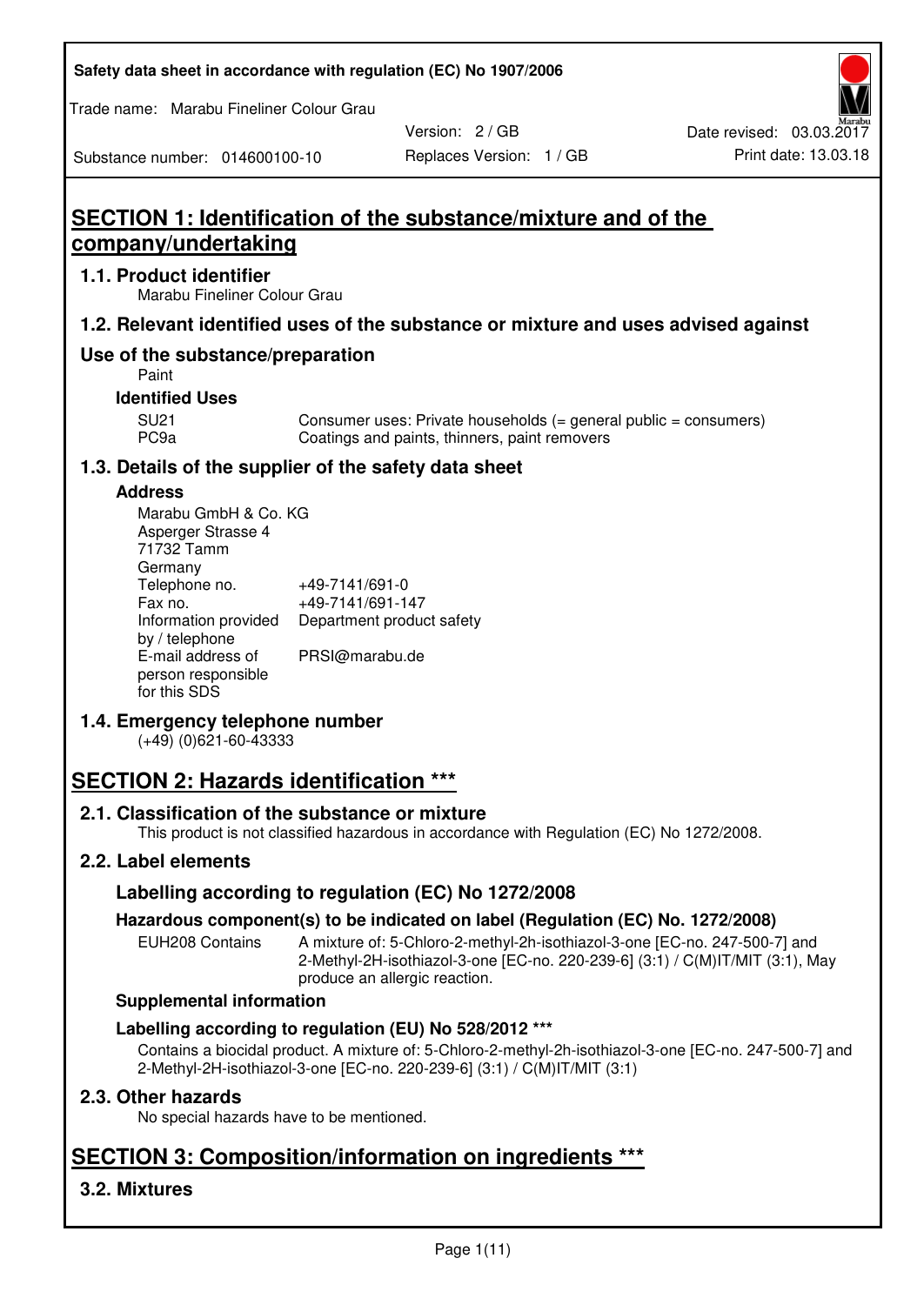Safety data sheet in accordance with regulation (EC) No 1907/2006

Trade name: Marabu Fineliner Colour Grau

| Substance number: 014600100-10 | Version: 2 / GB | Date revised: 03.03.2017 |
|---|---|---|
| | Replaces Version: 1 / GB | Print date: 13.03.18 |

# SECTION 1: Identification of the substance/mixture and of the company/undertaking

## 1.1. Product identifier

Marabu Fineliner Colour Grau

## 1.2. Relevant identified uses of the substance or mixture and uses advised against

## Use of the substance/preparation

Paint

### Identified Uses

| | |
|---|---|
| SU21 | Consumer uses: Private households (= general public = consumers) |
| PC9a | Coatings and paints, thinners, paint removers |

## 1.3. Details of the supplier of the safety data sheet

### Address

Marabu GmbH & Co. KG
Asperger Strasse 4
71732 Tamm
Germany

| | |
|---|---|
| Telephone no. | +49-7141/691-0 |
| Fax no. | +49-7141/691-147 |
| Information provided by / telephone | Department product safety |
| E-mail address of person responsible for this SDS | PRSI@marabu.de |

## 1.4. Emergency telephone number

(+49) (0)621-60-43333

# SECTION 2: Hazards identification ***

## 2.1. Classification of the substance or mixture

This product is not classified hazardous in accordance with Regulation (EC) No 1272/2008.

## 2.2. Label elements

### Labelling according to regulation (EC) No 1272/2008

### Hazardous component(s) to be indicated on label (Regulation (EC) No. 1272/2008)

| | |
|---|---|
| EUH208 Contains | A mixture of: 5-Chloro-2-methyl-2h-isothiazol-3-one [EC-no. 247-500-7] and 2-Methyl-2H-isothiazol-3-one [EC-no. 220-239-6] (3:1) / C(M)IT/MIT (3:1), May produce an allergic reaction. |

### Supplemental information

### Labelling according to regulation (EU) No 528/2012 ***

Contains a biocidal product. A mixture of: 5-Chloro-2-methyl-2h-isothiazol-3-one [EC-no. 247-500-7] and 2-Methyl-2H-isothiazol-3-one [EC-no. 220-239-6] (3:1) / C(M)IT/MIT (3:1)

## 2.3. Other hazards

No special hazards have to be mentioned.

# SECTION 3: Composition/information on ingredients ***

## 3.2. Mixtures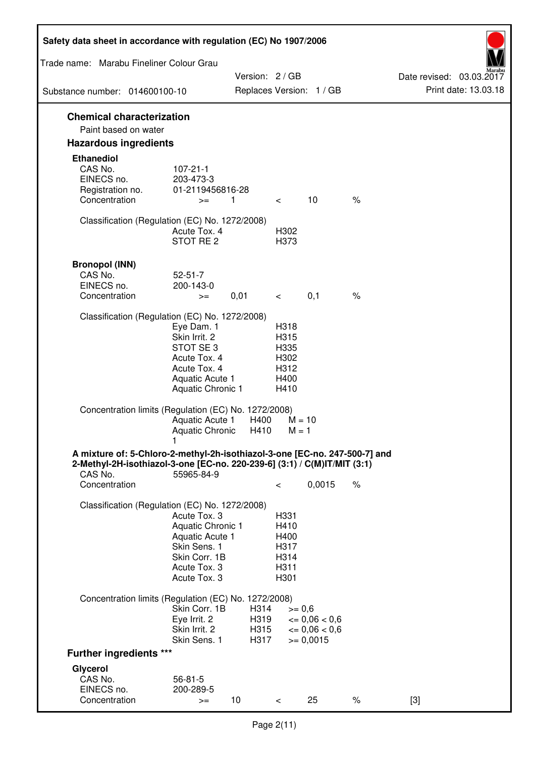### Chemical characterization

Paint based on water

### Hazardous ingredients

**Ethanediol**

| | | | | | |
|---|---|---|---|---|---|
| CAS No. | 107-21-1 | | | | |
| EINECS no. | 203-473-3 | | | | |
| Registration no. | 01-2119456816-28 | | | | |
| Concentration | >= | 1 | < | 10 | % |

Classification (Regulation (EC) No. 1272/2008)

| | |
|---|---|
| Acute Tox. 4 | H302 |
| STOT RE 2 | H373 |

**Bronopol (INN)**

| | | | | | |
|---|---|---|---|---|---|
| CAS No. | 52-51-7 | | | | |
| EINECS no. | 200-143-0 | | | | |
| Concentration | >= | 0,01 | < | 0,1 | % |

Classification (Regulation (EC) No. 1272/2008)

| | |
|---|---|
| Eye Dam. 1 | H318 |
| Skin Irrit. 2 | H315 |
| STOT SE 3 | H335 |
| Acute Tox. 4 | H302 |
| Acute Tox. 4 | H312 |
| Aquatic Acute 1 | H400 |
| Aquatic Chronic 1 | H410 |

Concentration limits (Regulation (EC) No. 1272/2008)

| | | |
|---|---|---|
| Aquatic Acute 1 | H400 | M = 10 |
| Aquatic Chronic 1 | H410 | M = 1 |

**A mixture of: 5-Chloro-2-methyl-2h-isothiazol-3-one [EC-no. 247-500-7] and 2-Methyl-2H-isothiazol-3-one [EC-no. 220-239-6] (3:1) / C(M)IT/MIT (3:1)**

| | | | |
|---|---|---|---|
| CAS No. | 55965-84-9 | | |
| Concentration | < | 0,0015 | % |

Classification (Regulation (EC) No. 1272/2008)

| | |
|---|---|
| Acute Tox. 3 | H331 |
| Aquatic Chronic 1 | H410 |
| Aquatic Acute 1 | H400 |
| Skin Sens. 1 | H317 |
| Skin Corr. 1B | H314 |
| Acute Tox. 3 | H311 |
| Acute Tox. 3 | H301 |

Concentration limits (Regulation (EC) No. 1272/2008)

| | | |
|---|---|---|
| Skin Corr. 1B | H314 | >= 0,6 |
| Eye Irrit. 2 | H319 | <= 0,06 < 0,6 |
| Skin Irrit. 2 | H315 | <= 0,06 < 0,6 |
| Skin Sens. 1 | H317 | >= 0,0015 |

### Further ingredients ***

**Glycerol**

| | | | | | | |
|---|---|---|---|---|---|---|
| CAS No. | 56-81-5 | | | | | |
| EINECS no. | 200-289-5 | | | | | |
| Concentration | >= | 10 | < | 25 | % | [3] |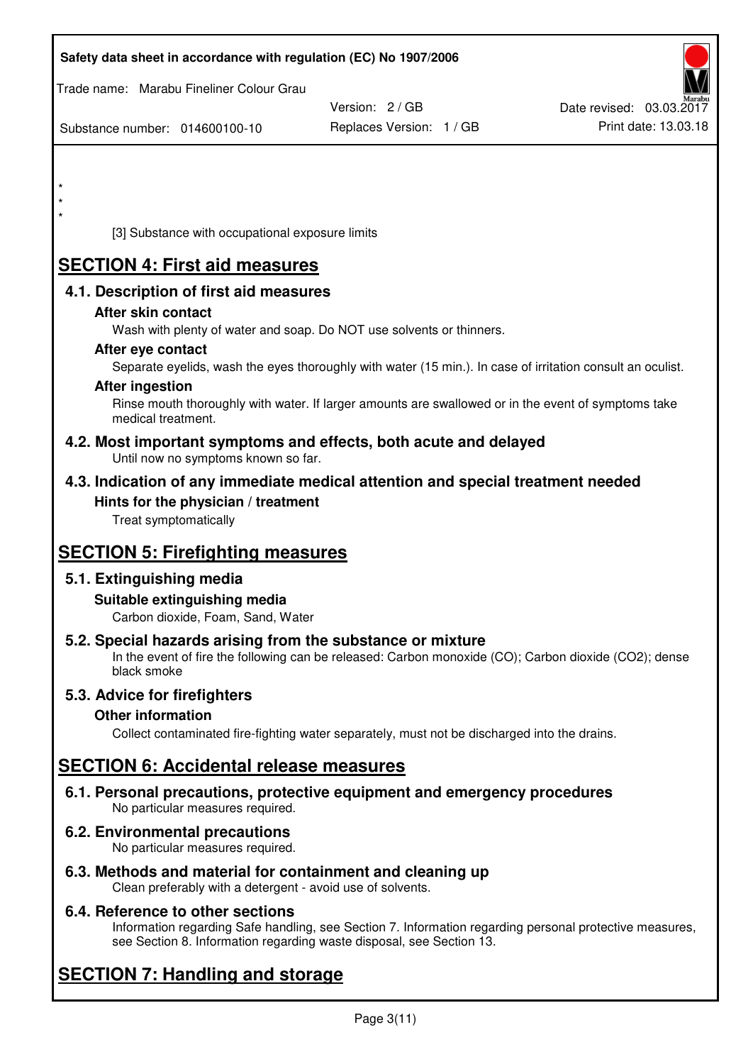*
*
*

[3] Substance with occupational exposure limits

# SECTION 4: First aid measures

## 4.1. Description of first aid measures

### After skin contact

Wash with plenty of water and soap. Do NOT use solvents or thinners.

### After eye contact

Separate eyelids, wash the eyes thoroughly with water (15 min.). In case of irritation consult an oculist.

### After ingestion

Rinse mouth thoroughly with water. If larger amounts are swallowed or in the event of symptoms take medical treatment.

## 4.2. Most important symptoms and effects, both acute and delayed

Until now no symptoms known so far.

## 4.3. Indication of any immediate medical attention and special treatment needed

### Hints for the physician / treatment

Treat symptomatically

# SECTION 5: Firefighting measures

## 5.1. Extinguishing media

### Suitable extinguishing media

Carbon dioxide, Foam, Sand, Water

## 5.2. Special hazards arising from the substance or mixture

In the event of fire the following can be released: Carbon monoxide (CO); Carbon dioxide ($CO_2$); dense black smoke

## 5.3. Advice for firefighters

### Other information

Collect contaminated fire-fighting water separately, must not be discharged into the drains.

# SECTION 6: Accidental release measures

## 6.1. Personal precautions, protective equipment and emergency procedures

No particular measures required.

## 6.2. Environmental precautions

No particular measures required.

## 6.3. Methods and material for containment and cleaning up

Clean preferably with a detergent - avoid use of solvents.

## 6.4. Reference to other sections

Information regarding Safe handling, see Section 7. Information regarding personal protective measures, see Section 8. Information regarding waste disposal, see Section 13.

# SECTION 7: Handling and storage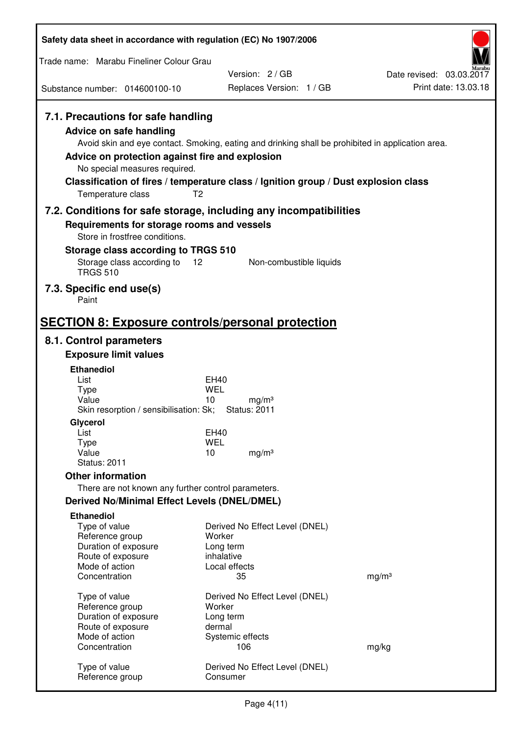### 7.1. Precautions for safe handling

**Advice on safe handling**

Avoid skin and eye contact. Smoking, eating and drinking shall be prohibited in application area.

**Advice on protection against fire and explosion**

No special measures required.

**Classification of fires / temperature class / Ignition group / Dust explosion class**

Temperature class T2

### 7.2. Conditions for safe storage, including any incompatibilities

**Requirements for storage rooms and vessels**

Store in frostfree conditions.

**Storage class according to TRGS 510**

Storage class according to TRGS 510 | 12 | Non-combustible liquids

### 7.3. Specific end use(s)

Paint

## SECTION 8: Exposure controls/personal protection

### 8.1. Control parameters

**Exposure limit values**

**Ethanediol**

| | | |
|---|---|---|
| List | EH40 | |
| Type | WEL | |
| Value | 10 | mg/m³ |
| Skin resorption / sensibilisation: Sk; | Status: 2011 | |

**Glycerol**

| | | |
|---|---|---|
| List | EH40 | |
| Type | WEL | |
| Value | 10 | mg/m³ |
| Status: 2011 | | |

**Other information**

There are not known any further control parameters.

**Derived No/Minimal Effect Levels (DNEL/DMEL)**

**Ethanediol**

| | | |
|---|---|---|
| Type of value | Derived No Effect Level (DNEL) | |
| Reference group | Worker | |
| Duration of exposure | Long term | |
| Route of exposure | inhalative | |
| Mode of action | Local effects | |
| Concentration | 35 | mg/m³ |
| | | |
| Type of value | Derived No Effect Level (DNEL) | |
| Reference group | Worker | |
| Duration of exposure | Long term | |
| Route of exposure | dermal | |
| Mode of action | Systemic effects | |
| Concentration | 106 | mg/kg |
| | | |
| Type of value | Derived No Effect Level (DNEL) | |
| Reference group | Consumer | |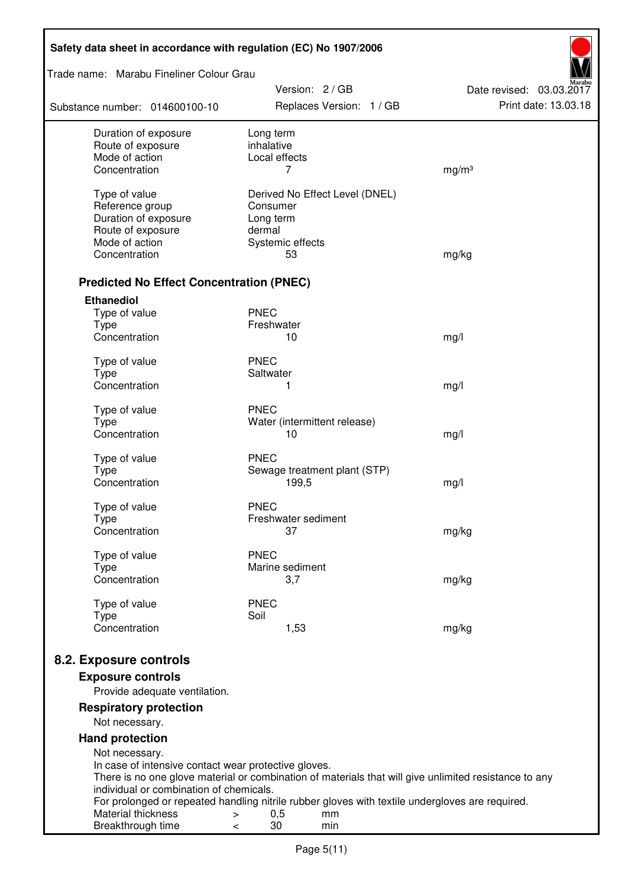| | | |
|---|---|---|
| Duration of exposure | Long term | |
| Route of exposure | inhalative | |
| Mode of action | Local effects | |
| Concentration | 7 | mg/m³ |
| | | |
| Type of value | Derived No Effect Level (DNEL) | |
| Reference group | Consumer | |
| Duration of exposure | Long term | |
| Route of exposure | dermal | |
| Mode of action | Systemic effects | |
| Concentration | 53 | mg/kg |

### Predicted No Effect Concentration (PNEC)

**Ethanediol**

| | | |
|---|---|---|
| Type of value | PNEC | |
| Type | Freshwater | |
| Concentration | 10 | mg/l |
| | | |
| Type of value | PNEC | |
| Type | Saltwater | |
| Concentration | 1 | mg/l |
| | | |
| Type of value | PNEC | |
| Type | Water (intermittent release) | |
| Concentration | 10 | mg/l |
| | | |
| Type of value | PNEC | |
| Type | Sewage treatment plant (STP) | |
| Concentration | 199,5 | mg/l |
| | | |
| Type of value | PNEC | |
| Type | Freshwater sediment | |
| Concentration | 37 | mg/kg |
| | | |
| Type of value | PNEC | |
| Type | Marine sediment | |
| Concentration | 3,7 | mg/kg |
| | | |
| Type of value | PNEC | |
| Type | Soil | |
| Concentration | 1,53 | mg/kg |

## 8.2. Exposure controls

### Exposure controls

Provide adequate ventilation.

### Respiratory protection

Not necessary.

### Hand protection

Not necessary.
In case of intensive contact wear protective gloves.
There is no one glove material or combination of materials that will give unlimited resistance to any individual or combination of chemicals.
For prolonged or repeated handling nitrile rubber gloves with textile undergloves are required.

| | | | |
|---|---|---|---|
| Material thickness | > | 0,5 | mm |
| Breakthrough time | < | 30 | min |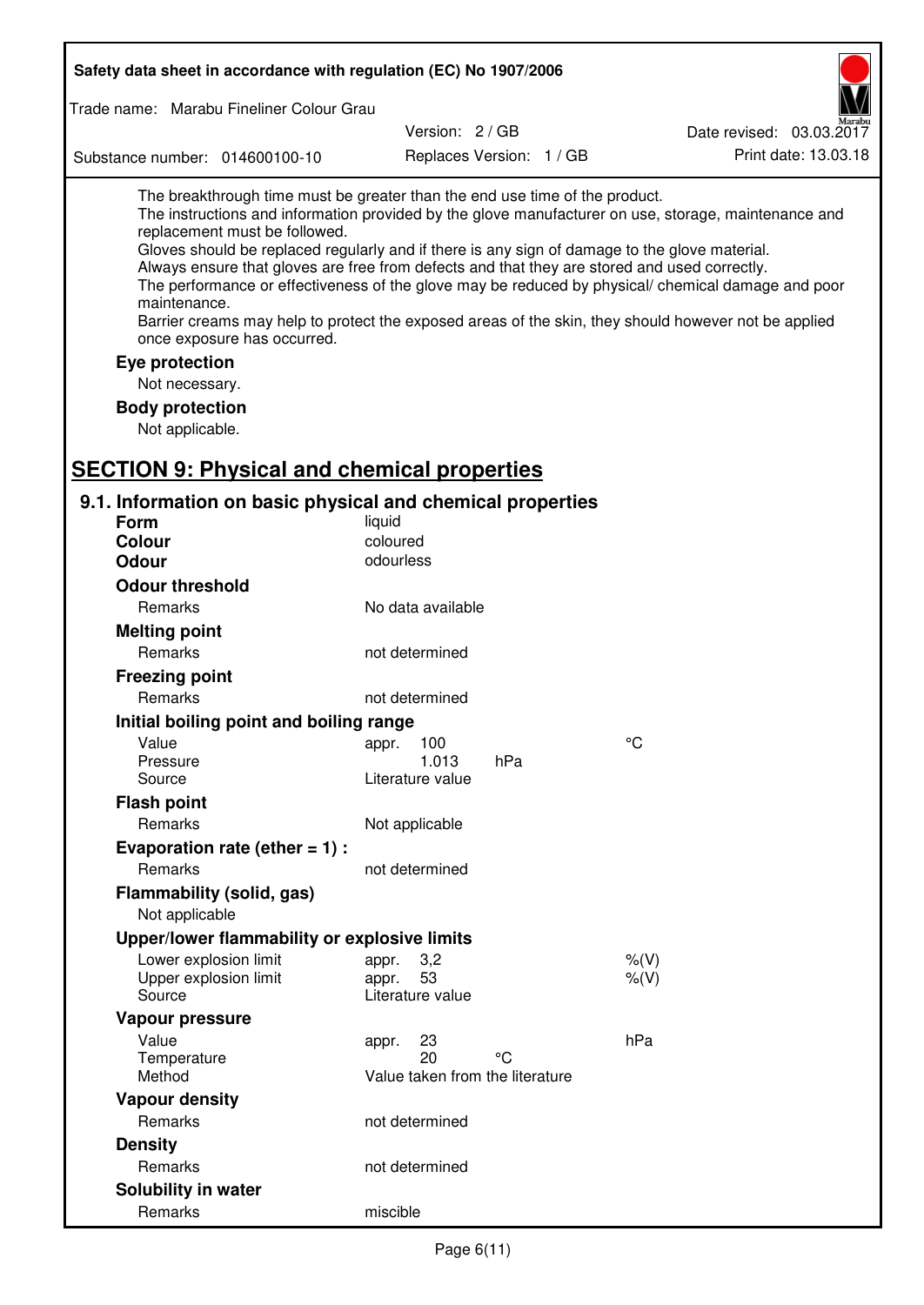The breakthrough time must be greater than the end use time of the product.
The instructions and information provided by the glove manufacturer on use, storage, maintenance and replacement must be followed.
Gloves should be replaced regularly and if there is any sign of damage to the glove material.
Always ensure that gloves are free from defects and that they are stored and used correctly.
The performance or effectiveness of the glove may be reduced by physical/ chemical damage and poor maintenance.
Barrier creams may help to protect the exposed areas of the skin, they should however not be applied once exposure has occurred.

### Eye protection

Not necessary.

### Body protection

Not applicable.

## SECTION 9: Physical and chemical properties

### 9.1. Information on basic physical and chemical properties

**Form** liquid
**Colour** coloured
**Odour** odourless

**Odour threshold**

| | | | |
|---|---|---|---|
| Remarks | No data available | | |

**Melting point**

| | | | |
|---|---|---|---|
| Remarks | not determined | | |

**Freezing point**

| | | | |
|---|---|---|---|
| Remarks | not determined | | |

**Initial boiling point and boiling range**

| | | | |
|---|---|---|---|
| Value | appr. 100 | | °C |
| Pressure | 1.013 | hPa | |
| Source | Literature value | | |

**Flash point**

| | | | |
|---|---|---|---|
| Remarks | Not applicable | | |

**Evaporation rate (ether = 1) :**

| | | | |
|---|---|---|---|
| Remarks | not determined | | |

**Flammability (solid, gas)**

Not applicable

**Upper/lower flammability or explosive limits**

| | | | |
|---|---|---|---|
| Lower explosion limit | appr. 3,2 | | %(V) |
| Upper explosion limit | appr. 53 | | %(V) |
| Source | Literature value | | |

**Vapour pressure**

| | | | |
|---|---|---|---|
| Value | appr. 23 | | hPa |
| Temperature | 20 | °C | |
| Method | Value taken from the literature | | |

**Vapour density**

| | | | |
|---|---|---|---|
| Remarks | not determined | | |

**Density**

| | | | |
|---|---|---|---|
| Remarks | not determined | | |

**Solubility in water**

| | | | |
|---|---|---|---|
| Remarks | miscible | | |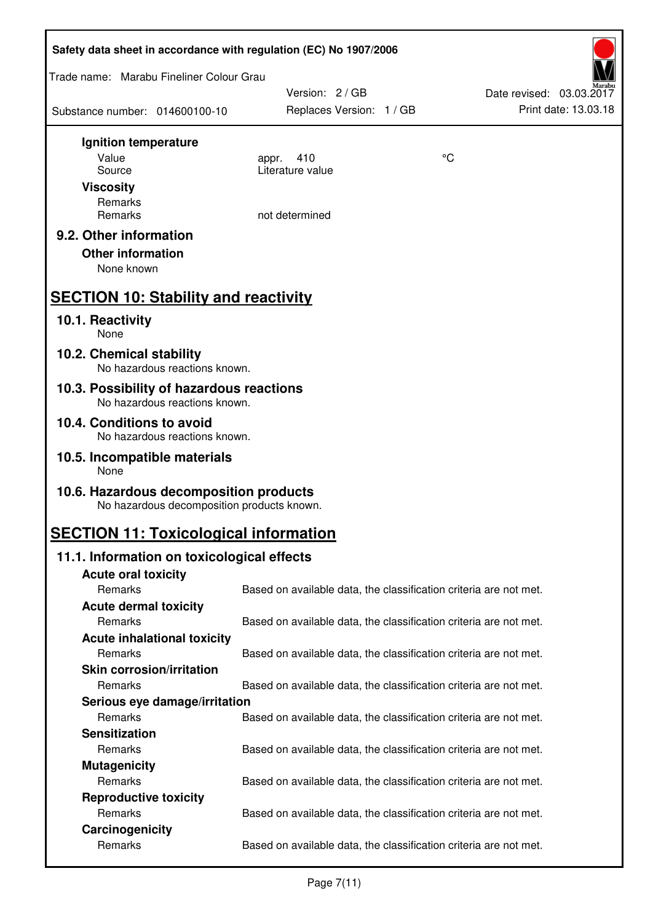**Ignition temperature**

| | | |
|---|---|---|
| Value | appr. 410 | °C |
| Source | Literature value | |

**Viscosity**

| | |
|---|---|
| Remarks | |
| Remarks | not determined |

### 9.2. Other information

**Other information**

None known

## SECTION 10: Stability and reactivity

### 10.1. Reactivity

None

### 10.2. Chemical stability

No hazardous reactions known.

### 10.3. Possibility of hazardous reactions

No hazardous reactions known.

### 10.4. Conditions to avoid

No hazardous reactions known.

### 10.5. Incompatible materials

None

### 10.6. Hazardous decomposition products

No hazardous decomposition products known.

## SECTION 11: Toxicological information

### 11.1. Information on toxicological effects

**Acute oral toxicity**

Remarks: Based on available data, the classification criteria are not met.

**Acute dermal toxicity**

Remarks: Based on available data, the classification criteria are not met.

**Acute inhalational toxicity**

Remarks: Based on available data, the classification criteria are not met.

**Skin corrosion/irritation**

Remarks: Based on available data, the classification criteria are not met.

**Serious eye damage/irritation**

Remarks: Based on available data, the classification criteria are not met.

**Sensitization**

Remarks: Based on available data, the classification criteria are not met.

**Mutagenicity**

Remarks: Based on available data, the classification criteria are not met.

**Reproductive toxicity**

Remarks: Based on available data, the classification criteria are not met.

**Carcinogenicity**

Remarks: Based on available data, the classification criteria are not met.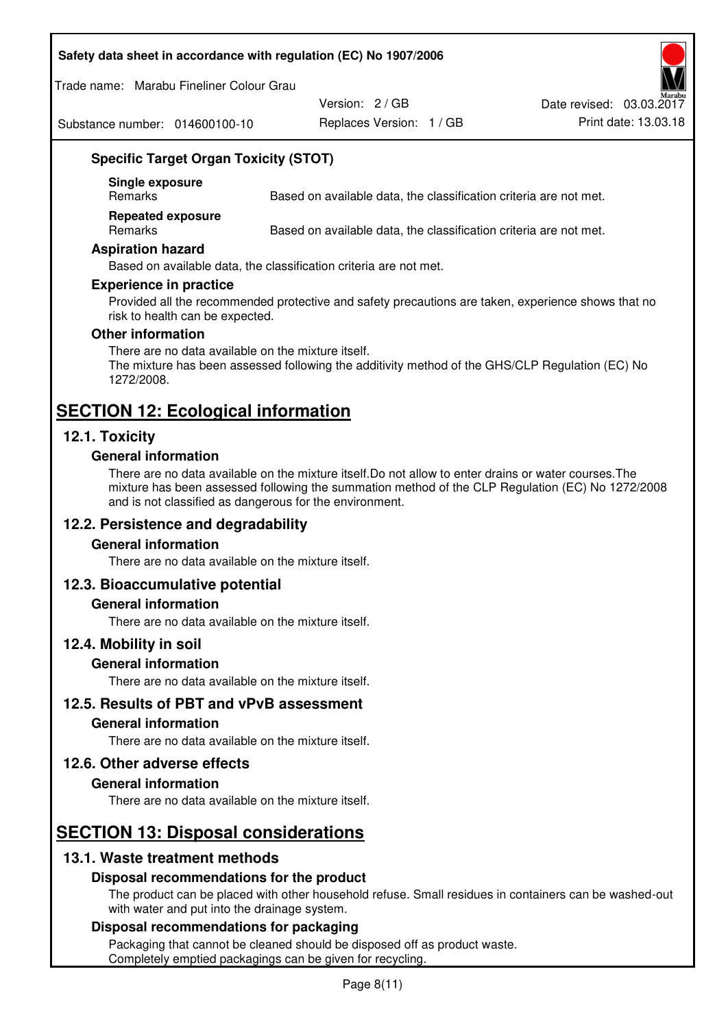### Specific Target Organ Toxicity (STOT)

**Single exposure**

| Remarks | Based on available data, the classification criteria are not met. |
|---|---|

**Repeated exposure**

| Remarks | Based on available data, the classification criteria are not met. |
|---|---|

### Aspiration hazard

Based on available data, the classification criteria are not met.

### Experience in practice

Provided all the recommended protective and safety precautions are taken, experience shows that no risk to health can be expected.

### Other information

There are no data available on the mixture itself.
The mixture has been assessed following the additivity method of the GHS/CLP Regulation (EC) No 1272/2008.

# SECTION 12: Ecological information

## 12.1. Toxicity

### General information

There are no data available on the mixture itself.Do not allow to enter drains or water courses.The mixture has been assessed following the summation method of the CLP Regulation (EC) No 1272/2008 and is not classified as dangerous for the environment.

## 12.2. Persistence and degradability

### General information

There are no data available on the mixture itself.

## 12.3. Bioaccumulative potential

### General information

There are no data available on the mixture itself.

## 12.4. Mobility in soil

### General information

There are no data available on the mixture itself.

## 12.5. Results of PBT and vPvB assessment

### General information

There are no data available on the mixture itself.

## 12.6. Other adverse effects

### General information

There are no data available on the mixture itself.

# SECTION 13: Disposal considerations

## 13.1. Waste treatment methods

### Disposal recommendations for the product

The product can be placed with other household refuse. Small residues in containers can be washed-out with water and put into the drainage system.

### Disposal recommendations for packaging

Packaging that cannot be cleaned should be disposed off as product waste.
Completely emptied packagings can be given for recycling.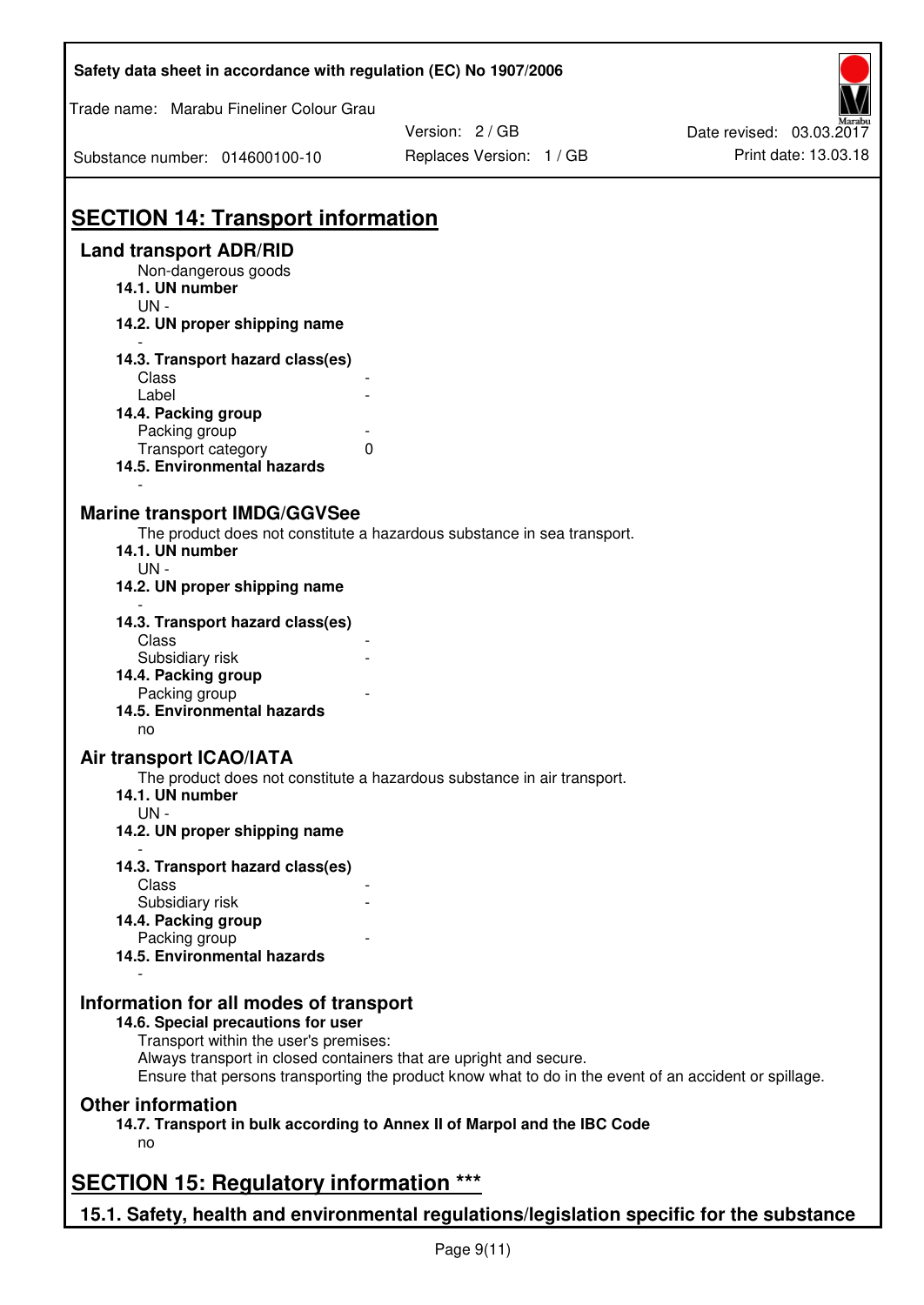# SECTION 14: Transport information

## Land transport ADR/RID

Non-dangerous goods

**14.1. UN number**

UN -

**14.2. UN proper shipping name**

-

**14.3. Transport hazard class(es)**

| | |
|---|---|
| Class | - |
| Label | - |

**14.4. Packing group**

| | |
|---|---|
| Packing group | - |
| Transport category | 0 |

**14.5. Environmental hazards**

-

## Marine transport IMDG/GGVSee

The product does not constitute a hazardous substance in sea transport.

**14.1. UN number**

UN -

**14.2. UN proper shipping name**

-

**14.3. Transport hazard class(es)**

| | |
|---|---|
| Class | - |
| Subsidiary risk | - |

**14.4. Packing group**

| | |
|---|---|
| Packing group | - |

**14.5. Environmental hazards**

no

## Air transport ICAO/IATA

The product does not constitute a hazardous substance in air transport.

**14.1. UN number**

UN -

**14.2. UN proper shipping name**

-

**14.3. Transport hazard class(es)**

| | |
|---|---|
| Class | - |
| Subsidiary risk | - |

**14.4. Packing group**

| | |
|---|---|
| Packing group | - |

**14.5. Environmental hazards**

-

## Information for all modes of transport

**14.6. Special precautions for user**

Transport within the user's premises:
Always transport in closed containers that are upright and secure.
Ensure that persons transporting the product know what to do in the event of an accident or spillage.

## Other information

**14.7. Transport in bulk according to Annex II of Marpol and the IBC Code**

no

# SECTION 15: Regulatory information ***

## 15.1. Safety, health and environmental regulations/legislation specific for the substance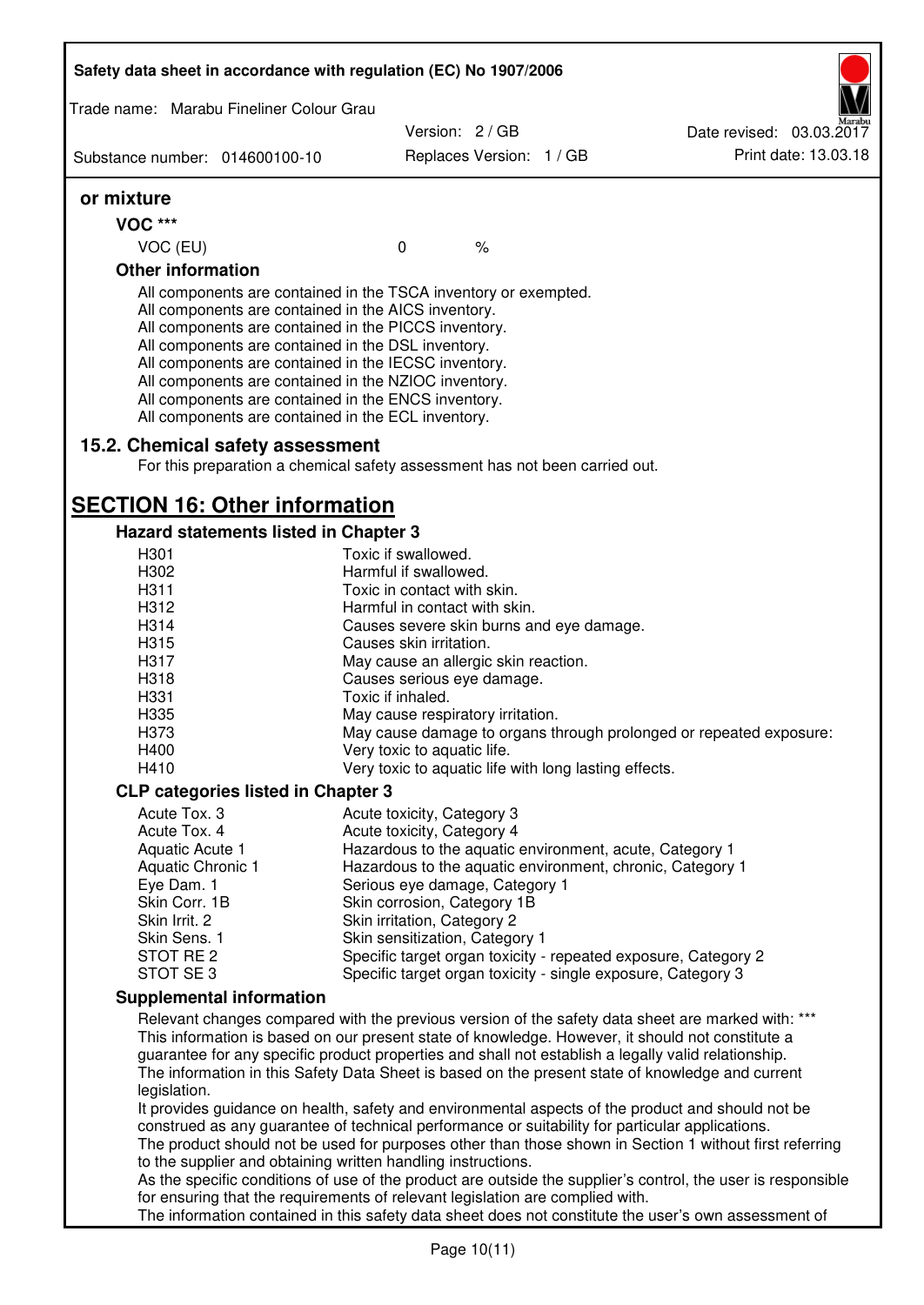**or mixture**

**VOC \*\*\***

| VOC (EU) | 0 | % |
|---|---|---|

**Other information**

All components are contained in the TSCA inventory or exempted.
All components are contained in the AICS inventory.
All components are contained in the PICCS inventory.
All components are contained in the DSL inventory.
All components are contained in the IECSC inventory.
All components are contained in the NZIOC inventory.
All components are contained in the ENCS inventory.
All components are contained in the ECL inventory.

### 15.2. Chemical safety assessment

For this preparation a chemical safety assessment has not been carried out.

## SECTION 16: Other information

### Hazard statements listed in Chapter 3

| | |
|---|---|
| H301 | Toxic if swallowed. |
| H302 | Harmful if swallowed. |
| H311 | Toxic in contact with skin. |
| H312 | Harmful in contact with skin. |
| H314 | Causes severe skin burns and eye damage. |
| H315 | Causes skin irritation. |
| H317 | May cause an allergic skin reaction. |
| H318 | Causes serious eye damage. |
| H331 | Toxic if inhaled. |
| H335 | May cause respiratory irritation. |
| H373 | May cause damage to organs through prolonged or repeated exposure: |
| H400 | Very toxic to aquatic life. |
| H410 | Very toxic to aquatic life with long lasting effects. |

### CLP categories listed in Chapter 3

| | |
|---|---|
| Acute Tox. 3 | Acute toxicity, Category 3 |
| Acute Tox. 4 | Acute toxicity, Category 4 |
| Aquatic Acute 1 | Hazardous to the aquatic environment, acute, Category 1 |
| Aquatic Chronic 1 | Hazardous to the aquatic environment, chronic, Category 1 |
| Eye Dam. 1 | Serious eye damage, Category 1 |
| Skin Corr. 1B | Skin corrosion, Category 1B |
| Skin Irrit. 2 | Skin irritation, Category 2 |
| Skin Sens. 1 | Skin sensitization, Category 1 |
| STOT RE 2 | Specific target organ toxicity - repeated exposure, Category 2 |
| STOT SE 3 | Specific target organ toxicity - single exposure, Category 3 |

### Supplemental information

Relevant changes compared with the previous version of the safety data sheet are marked with: \*\*\*
This information is based on our present state of knowledge. However, it should not constitute a guarantee for any specific product properties and shall not establish a legally valid relationship.
The information in this Safety Data Sheet is based on the present state of knowledge and current legislation.
It provides guidance on health, safety and environmental aspects of the product and should not be construed as any guarantee of technical performance or suitability for particular applications.
The product should not be used for purposes other than those shown in Section 1 without first referring to the supplier and obtaining written handling instructions.
As the specific conditions of use of the product are outside the supplier's control, the user is responsible for ensuring that the requirements of relevant legislation are complied with.
The information contained in this safety data sheet does not constitute the user's own assessment of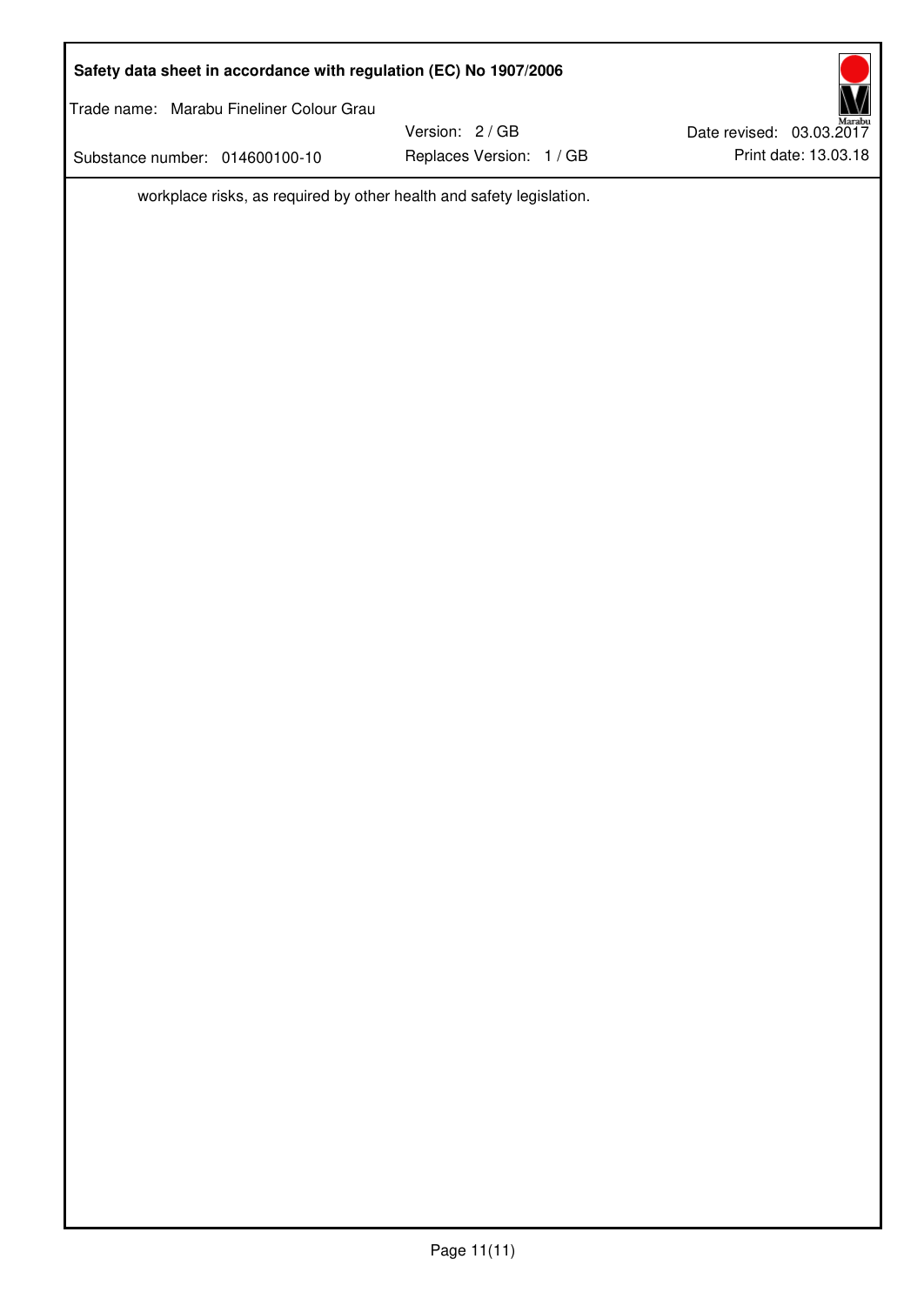workplace risks, as required by other health and safety legislation.